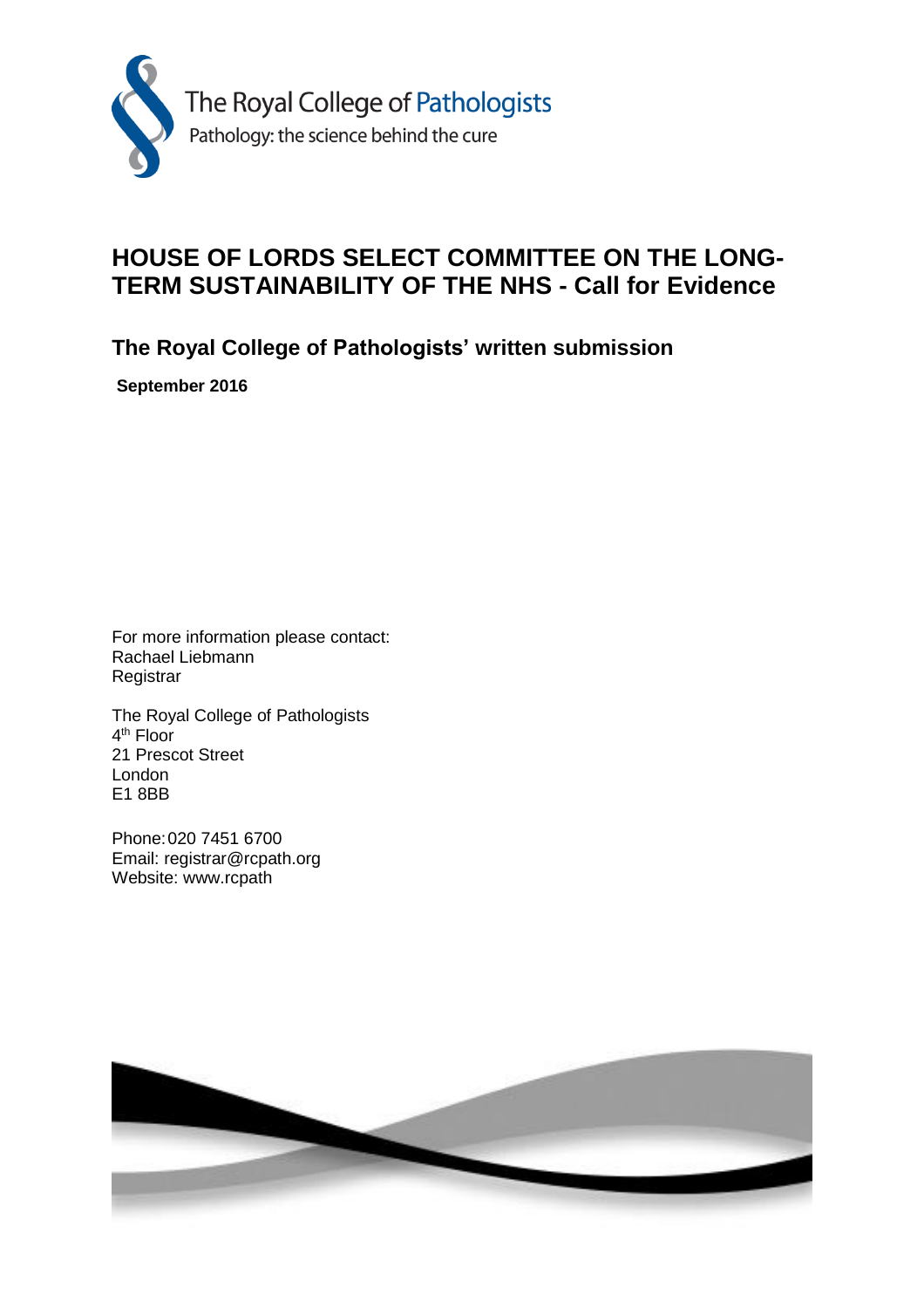The Royal College of Pathologists

Pathology: the science behind the cure

# HOUSE OF LORDS SELECT COMMITTEE ON THE LONG-TERM SUSTAINABILITY OF THE NHS - Call for Evidence

## The Royal College of Pathologists' written submission

**September 2016**

For more information please contact:
Rachael Liebmann
Registrar

The Royal College of Pathologists
4th Floor
21 Prescot Street
London
E1 8BB

Phone: 020 7451 6700
Email: registrar@rcpath.org
Website: www.rcpath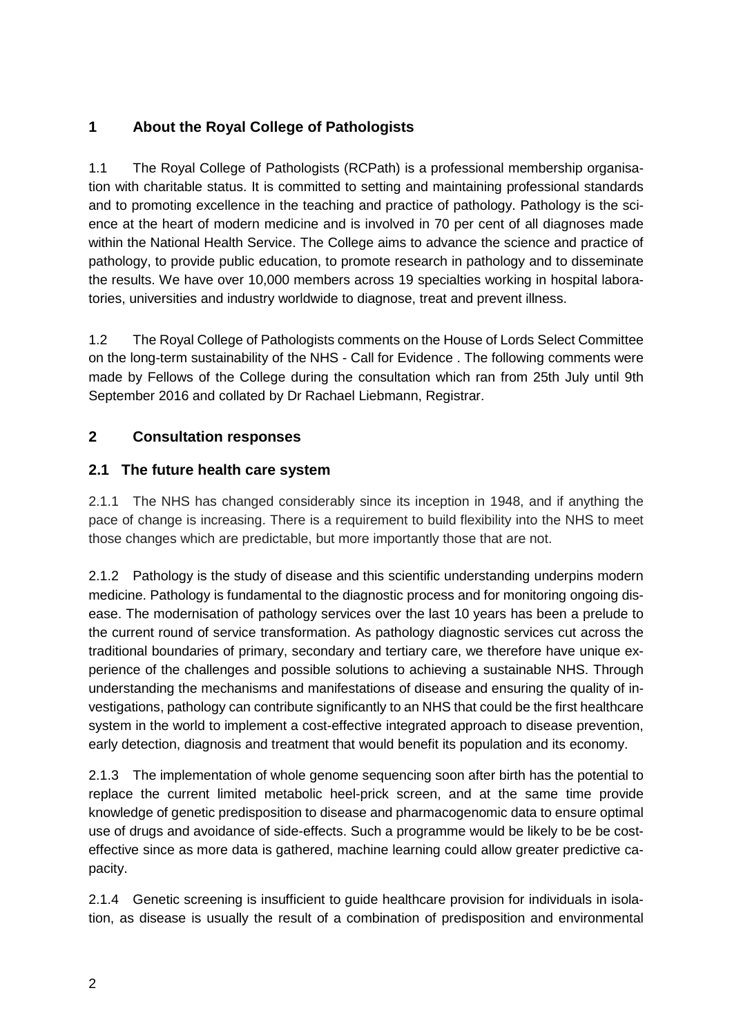## 1 About the Royal College of Pathologists

1.1 The Royal College of Pathologists (RCPath) is a professional membership organisation with charitable status. It is committed to setting and maintaining professional standards and to promoting excellence in the teaching and practice of pathology. Pathology is the science at the heart of modern medicine and is involved in 70 per cent of all diagnoses made within the National Health Service. The College aims to advance the science and practice of pathology, to provide public education, to promote research in pathology and to disseminate the results. We have over 10,000 members across 19 specialties working in hospital laboratories, universities and industry worldwide to diagnose, treat and prevent illness.

1.2 The Royal College of Pathologists comments on the House of Lords Select Committee on the long-term sustainability of the NHS - Call for Evidence . The following comments were made by Fellows of the College during the consultation which ran from 25th July until 9th September 2016 and collated by Dr Rachael Liebmann, Registrar.

## 2 Consultation responses

### 2.1 The future health care system

2.1.1 The NHS has changed considerably since its inception in 1948, and if anything the pace of change is increasing. There is a requirement to build flexibility into the NHS to meet those changes which are predictable, but more importantly those that are not.

2.1.2 Pathology is the study of disease and this scientific understanding underpins modern medicine. Pathology is fundamental to the diagnostic process and for monitoring ongoing disease. The modernisation of pathology services over the last 10 years has been a prelude to the current round of service transformation. As pathology diagnostic services cut across the traditional boundaries of primary, secondary and tertiary care, we therefore have unique experience of the challenges and possible solutions to achieving a sustainable NHS. Through understanding the mechanisms and manifestations of disease and ensuring the quality of investigations, pathology can contribute significantly to an NHS that could be the first healthcare system in the world to implement a cost-effective integrated approach to disease prevention, early detection, diagnosis and treatment that would benefit its population and its economy.

2.1.3 The implementation of whole genome sequencing soon after birth has the potential to replace the current limited metabolic heel-prick screen, and at the same time provide knowledge of genetic predisposition to disease and pharmacogenomic data to ensure optimal use of drugs and avoidance of side-effects. Such a programme would be likely to be be cost-effective since as more data is gathered, machine learning could allow greater predictive capacity.

2.1.4 Genetic screening is insufficient to guide healthcare provision for individuals in isolation, as disease is usually the result of a combination of predisposition and environmental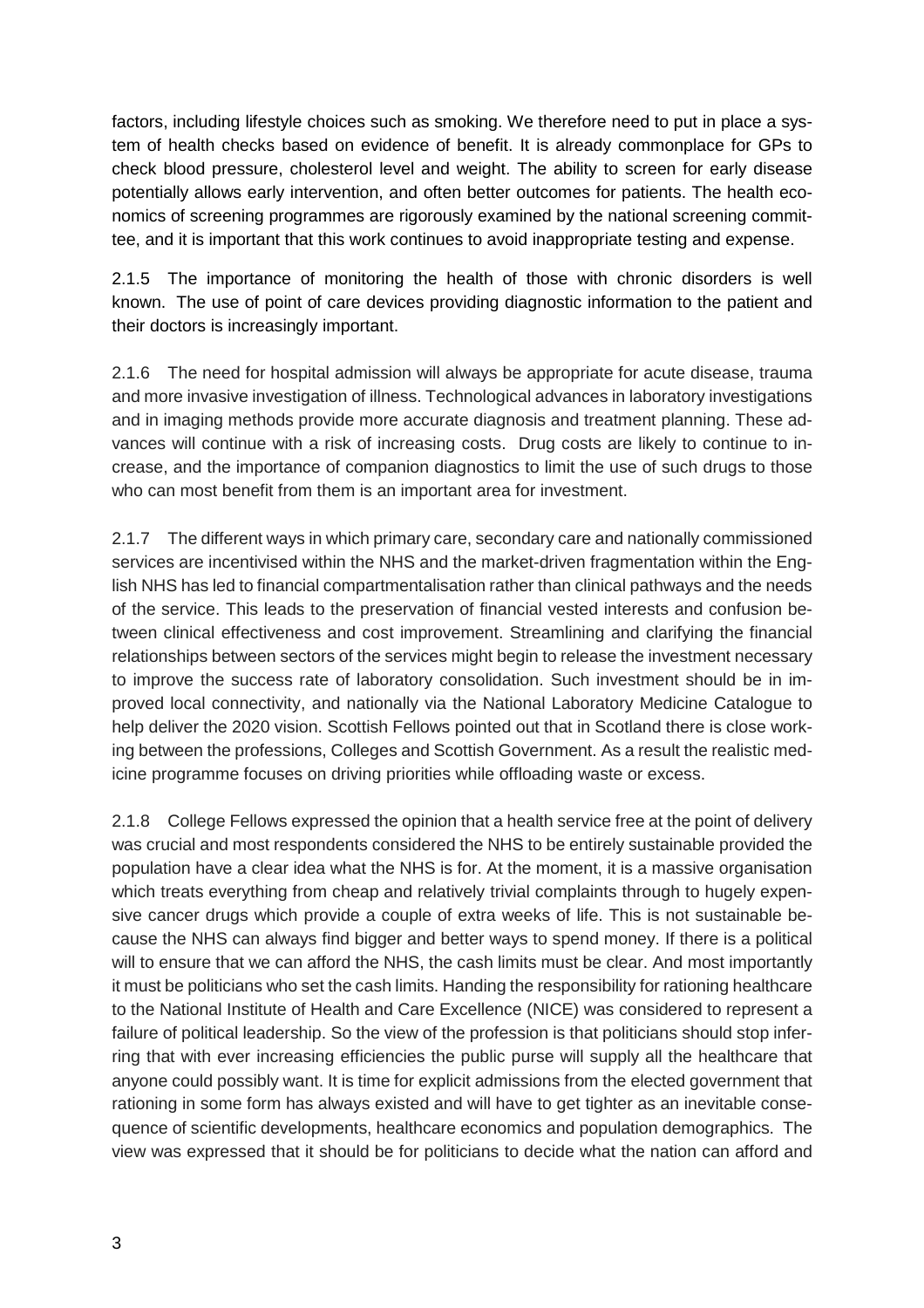factors, including lifestyle choices such as smoking. We therefore need to put in place a system of health checks based on evidence of benefit. It is already commonplace for GPs to check blood pressure, cholesterol level and weight. The ability to screen for early disease potentially allows early intervention, and often better outcomes for patients. The health economics of screening programmes are rigorously examined by the national screening committee, and it is important that this work continues to avoid inappropriate testing and expense.

2.1.5 The importance of monitoring the health of those with chronic disorders is well known. The use of point of care devices providing diagnostic information to the patient and their doctors is increasingly important.

2.1.6 The need for hospital admission will always be appropriate for acute disease, trauma and more invasive investigation of illness. Technological advances in laboratory investigations and in imaging methods provide more accurate diagnosis and treatment planning. These advances will continue with a risk of increasing costs. Drug costs are likely to continue to increase, and the importance of companion diagnostics to limit the use of such drugs to those who can most benefit from them is an important area for investment.

2.1.7 The different ways in which primary care, secondary care and nationally commissioned services are incentivised within the NHS and the market-driven fragmentation within the English NHS has led to financial compartmentalisation rather than clinical pathways and the needs of the service. This leads to the preservation of financial vested interests and confusion between clinical effectiveness and cost improvement. Streamlining and clarifying the financial relationships between sectors of the services might begin to release the investment necessary to improve the success rate of laboratory consolidation. Such investment should be in improved local connectivity, and nationally via the National Laboratory Medicine Catalogue to help deliver the 2020 vision. Scottish Fellows pointed out that in Scotland there is close working between the professions, Colleges and Scottish Government. As a result the realistic medicine programme focuses on driving priorities while offloading waste or excess.

2.1.8 College Fellows expressed the opinion that a health service free at the point of delivery was crucial and most respondents considered the NHS to be entirely sustainable provided the population have a clear idea what the NHS is for. At the moment, it is a massive organisation which treats everything from cheap and relatively trivial complaints through to hugely expensive cancer drugs which provide a couple of extra weeks of life. This is not sustainable because the NHS can always find bigger and better ways to spend money. If there is a political will to ensure that we can afford the NHS, the cash limits must be clear. And most importantly it must be politicians who set the cash limits. Handing the responsibility for rationing healthcare to the National Institute of Health and Care Excellence (NICE) was considered to represent a failure of political leadership. So the view of the profession is that politicians should stop inferring that with ever increasing efficiencies the public purse will supply all the healthcare that anyone could possibly want. It is time for explicit admissions from the elected government that rationing in some form has always existed and will have to get tighter as an inevitable consequence of scientific developments, healthcare economics and population demographics. The view was expressed that it should be for politicians to decide what the nation can afford and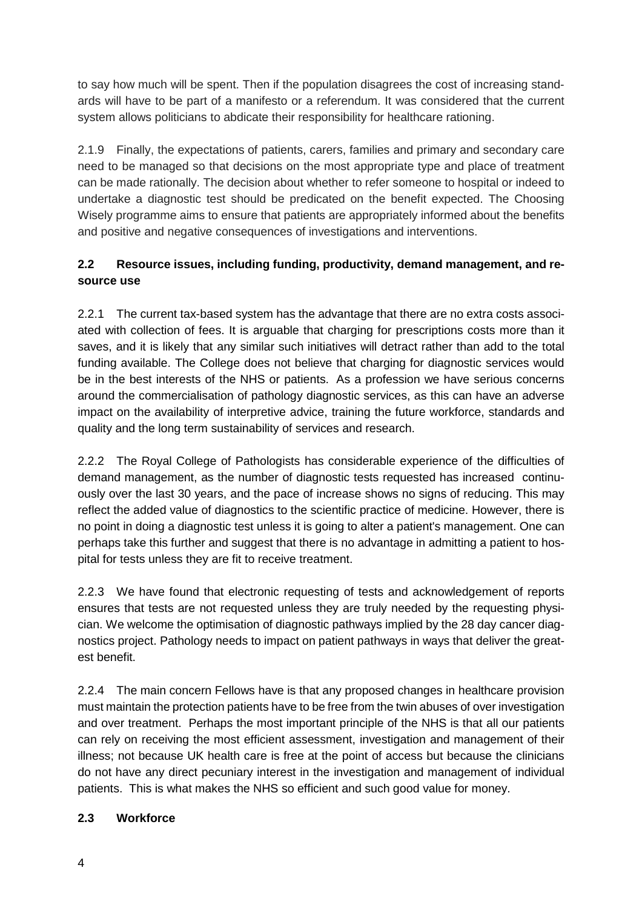to say how much will be spent. Then if the population disagrees the cost of increasing standards will have to be part of a manifesto or a referendum. It was considered that the current system allows politicians to abdicate their responsibility for healthcare rationing.

2.1.9 Finally, the expectations of patients, carers, families and primary and secondary care need to be managed so that decisions on the most appropriate type and place of treatment can be made rationally. The decision about whether to refer someone to hospital or indeed to undertake a diagnostic test should be predicated on the benefit expected. The Choosing Wisely programme aims to ensure that patients are appropriately informed about the benefits and positive and negative consequences of investigations and interventions.

### 2.2 Resource issues, including funding, productivity, demand management, and resource use

2.2.1 The current tax-based system has the advantage that there are no extra costs associated with collection of fees. It is arguable that charging for prescriptions costs more than it saves, and it is likely that any similar such initiatives will detract rather than add to the total funding available. The College does not believe that charging for diagnostic services would be in the best interests of the NHS or patients. As a profession we have serious concerns around the commercialisation of pathology diagnostic services, as this can have an adverse impact on the availability of interpretive advice, training the future workforce, standards and quality and the long term sustainability of services and research.

2.2.2 The Royal College of Pathologists has considerable experience of the difficulties of demand management, as the number of diagnostic tests requested has increased continuously over the last 30 years, and the pace of increase shows no signs of reducing. This may reflect the added value of diagnostics to the scientific practice of medicine. However, there is no point in doing a diagnostic test unless it is going to alter a patient's management. One can perhaps take this further and suggest that there is no advantage in admitting a patient to hospital for tests unless they are fit to receive treatment.

2.2.3 We have found that electronic requesting of tests and acknowledgement of reports ensures that tests are not requested unless they are truly needed by the requesting physician. We welcome the optimisation of diagnostic pathways implied by the 28 day cancer diagnostics project. Pathology needs to impact on patient pathways in ways that deliver the greatest benefit.

2.2.4 The main concern Fellows have is that any proposed changes in healthcare provision must maintain the protection patients have to be free from the twin abuses of over investigation and over treatment. Perhaps the most important principle of the NHS is that all our patients can rely on receiving the most efficient assessment, investigation and management of their illness; not because UK health care is free at the point of access but because the clinicians do not have any direct pecuniary interest in the investigation and management of individual patients. This is what makes the NHS so efficient and such good value for money.

### 2.3 Workforce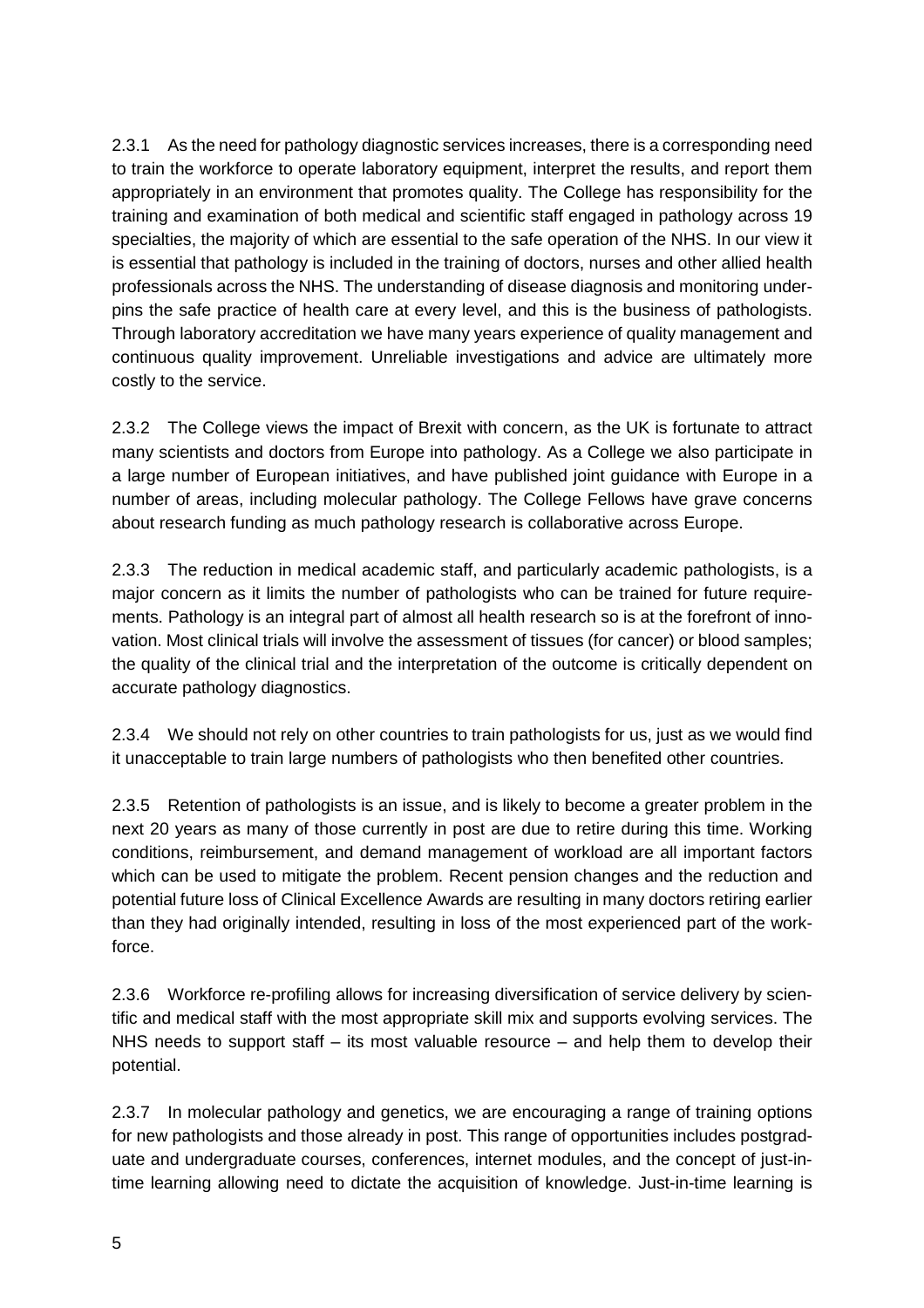2.3.1 As the need for pathology diagnostic services increases, there is a corresponding need to train the workforce to operate laboratory equipment, interpret the results, and report them appropriately in an environment that promotes quality. The College has responsibility for the training and examination of both medical and scientific staff engaged in pathology across 19 specialties, the majority of which are essential to the safe operation of the NHS. In our view it is essential that pathology is included in the training of doctors, nurses and other allied health professionals across the NHS. The understanding of disease diagnosis and monitoring underpins the safe practice of health care at every level, and this is the business of pathologists. Through laboratory accreditation we have many years experience of quality management and continuous quality improvement. Unreliable investigations and advice are ultimately more costly to the service.

2.3.2 The College views the impact of Brexit with concern, as the UK is fortunate to attract many scientists and doctors from Europe into pathology. As a College we also participate in a large number of European initiatives, and have published joint guidance with Europe in a number of areas, including molecular pathology. The College Fellows have grave concerns about research funding as much pathology research is collaborative across Europe.

2.3.3 The reduction in medical academic staff, and particularly academic pathologists, is a major concern as it limits the number of pathologists who can be trained for future requirements. Pathology is an integral part of almost all health research so is at the forefront of innovation. Most clinical trials will involve the assessment of tissues (for cancer) or blood samples; the quality of the clinical trial and the interpretation of the outcome is critically dependent on accurate pathology diagnostics.

2.3.4 We should not rely on other countries to train pathologists for us, just as we would find it unacceptable to train large numbers of pathologists who then benefited other countries.

2.3.5 Retention of pathologists is an issue, and is likely to become a greater problem in the next 20 years as many of those currently in post are due to retire during this time. Working conditions, reimbursement, and demand management of workload are all important factors which can be used to mitigate the problem. Recent pension changes and the reduction and potential future loss of Clinical Excellence Awards are resulting in many doctors retiring earlier than they had originally intended, resulting in loss of the most experienced part of the workforce.

2.3.6 Workforce re-profiling allows for increasing diversification of service delivery by scientific and medical staff with the most appropriate skill mix and supports evolving services. The NHS needs to support staff – its most valuable resource – and help them to develop their potential.

2.3.7 In molecular pathology and genetics, we are encouraging a range of training options for new pathologists and those already in post. This range of opportunities includes postgraduate and undergraduate courses, conferences, internet modules, and the concept of just-in-time learning allowing need to dictate the acquisition of knowledge. Just-in-time learning is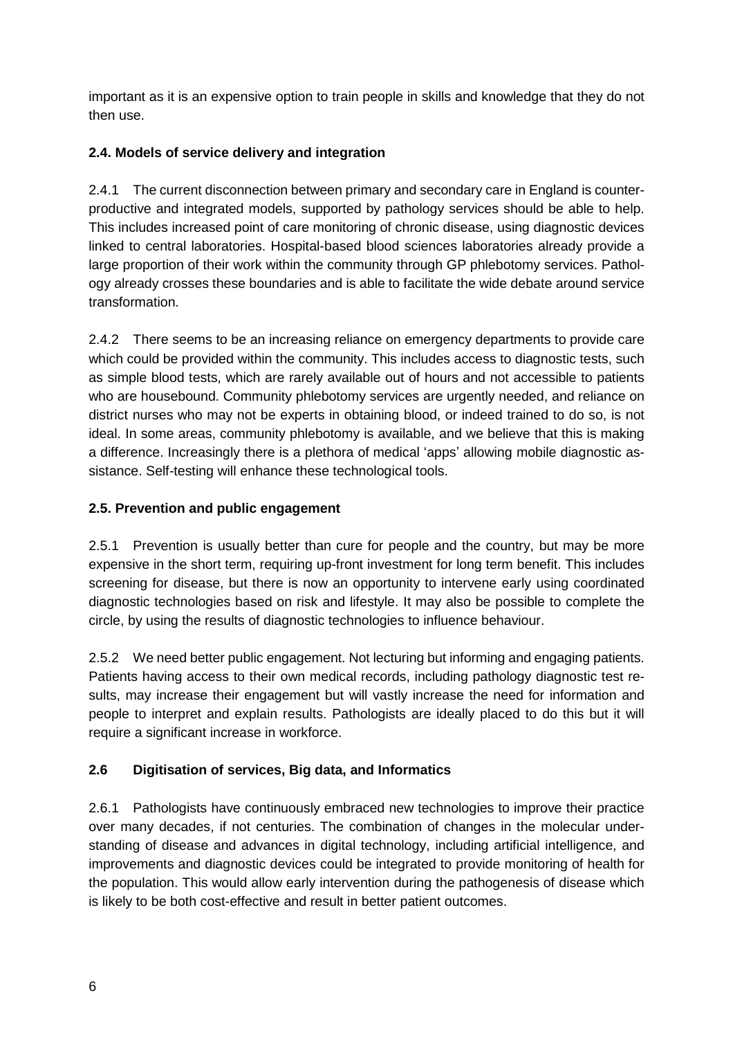important as it is an expensive option to train people in skills and knowledge that they do not then use.

### 2.4. Models of service delivery and integration

2.4.1 The current disconnection between primary and secondary care in England is counter-productive and integrated models, supported by pathology services should be able to help. This includes increased point of care monitoring of chronic disease, using diagnostic devices linked to central laboratories. Hospital-based blood sciences laboratories already provide a large proportion of their work within the community through GP phlebotomy services. Pathology already crosses these boundaries and is able to facilitate the wide debate around service transformation.

2.4.2 There seems to be an increasing reliance on emergency departments to provide care which could be provided within the community. This includes access to diagnostic tests, such as simple blood tests, which are rarely available out of hours and not accessible to patients who are housebound. Community phlebotomy services are urgently needed, and reliance on district nurses who may not be experts in obtaining blood, or indeed trained to do so, is not ideal. In some areas, community phlebotomy is available, and we believe that this is making a difference. Increasingly there is a plethora of medical 'apps' allowing mobile diagnostic assistance. Self-testing will enhance these technological tools.

### 2.5. Prevention and public engagement

2.5.1 Prevention is usually better than cure for people and the country, but may be more expensive in the short term, requiring up-front investment for long term benefit. This includes screening for disease, but there is now an opportunity to intervene early using coordinated diagnostic technologies based on risk and lifestyle. It may also be possible to complete the circle, by using the results of diagnostic technologies to influence behaviour.

2.5.2 We need better public engagement. Not lecturing but informing and engaging patients. Patients having access to their own medical records, including pathology diagnostic test results, may increase their engagement but will vastly increase the need for information and people to interpret and explain results. Pathologists are ideally placed to do this but it will require a significant increase in workforce.

### 2.6 Digitisation of services, Big data, and Informatics

2.6.1 Pathologists have continuously embraced new technologies to improve their practice over many decades, if not centuries. The combination of changes in the molecular understanding of disease and advances in digital technology, including artificial intelligence, and improvements and diagnostic devices could be integrated to provide monitoring of health for the population. This would allow early intervention during the pathogenesis of disease which is likely to be both cost-effective and result in better patient outcomes.